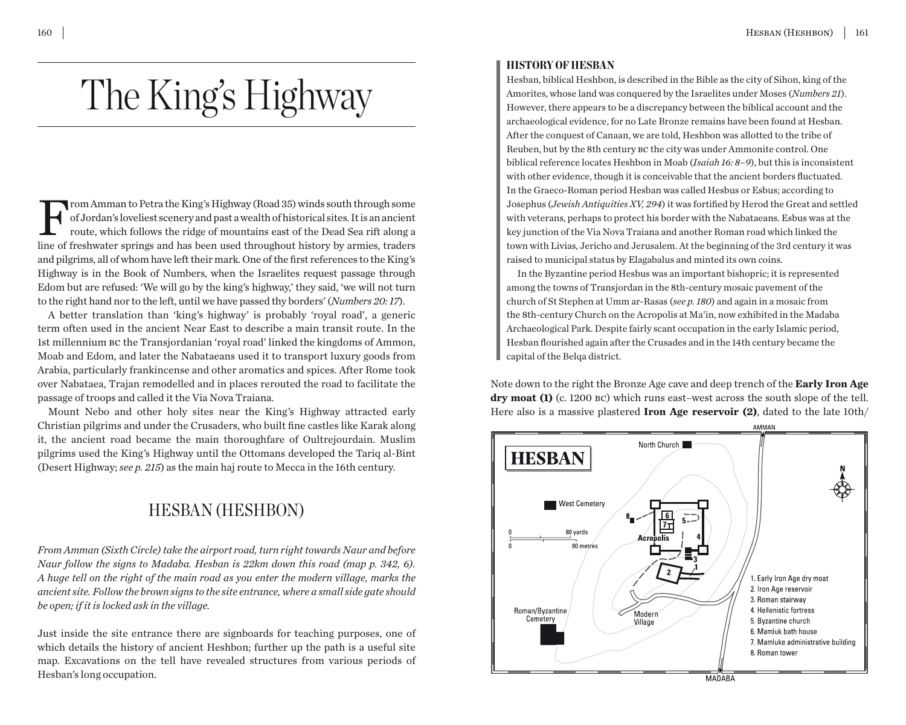# The King's Highway

From Amman to Petra the King's Highway (Road 35) winds south through some of Jordan's loveliest scenery and past a wealth of historical sites. It is an ancient route, which follows the ridge of mountains east of the Dead Sea rift along a line of freshwater springs and has been used throughout history by armies, traders and pilgrims, all of whom have left their mark. One of the first references to the King's Highway is in the Book of Numbers, when the Israelites request passage through Edom but are refused: 'We will go by the king's highway,' they said, 'we will not turn to the right hand nor to the left, until we have passed thy borders' (*Numbers 20: 17*).

A better translation than 'king's highway' is probably 'royal road', a generic term often used in the ancient Near East to describe a main transit route. In the 1st millennium BC the Transjordanian 'royal road' linked the kingdoms of Ammon, Moab and Edom, and later the Nabataeans used it to transport luxury goods from Arabia, particularly frankincense and other aromatics and spices. After Rome took over Nabataea, Trajan remodelled and in places rerouted the road to facilitate the passage of troops and called it the Via Nova Traiana.

Mount Nebo and other holy sites near the King's Highway attracted early Christian pilgrims and under the Crusaders, who built fine castles like Karak along it, the ancient road became the main thoroughfare of Oultrejourdain. Muslim pilgrims used the King's Highway until the Ottomans developed the Tariq al-Bint (Desert Highway; *see p. 215*) as the main haj route to Mecca in the 16th century.

## HESBAN (HESHBON)

*From Amman (Sixth Circle) take the airport road, turn right towards Naur and before Naur follow the signs to Madaba. Hesban is 22km down this road (map p. 342, 6). A huge tell on the right of the main road as you enter the modern village, marks the ancient site. Follow the brown signs to the site entrance, where a small side gate should be open; if it is locked ask in the village.*

Just inside the site entrance there are signboards for teaching purposes, one of which details the history of ancient Heshbon; further up the path is a useful site map. Excavations on the tell have revealed structures from various periods of Hesban's long occupation.

### HISTORY OF HESBAN

Hesban, biblical Heshbon, is described in the Bible as the city of Sihon, king of the Amorites, whose land was conquered by the Israelites under Moses (*Numbers 21*). However, there appears to be a discrepancy between the biblical account and the archaeological evidence, for no Late Bronze remains have been found at Hesban. After the conquest of Canaan, we are told, Heshbon was allotted to the tribe of Reuben, but by the 8th century BC the city was under Ammonite control. One biblical reference locates Heshbon in Moab (*Isaiah 16: 8–9*), but this is inconsistent with other evidence, though it is conceivable that the ancient borders fluctuated. In the Graeco-Roman period Hesban was called Hesbus or Esbus; according to Josephus (*Jewish Antiquities XV, 294*) it was fortified by Herod the Great and settled with veterans, perhaps to protect his border with the Nabataeans. Esbus was at the key junction of the Via Nova Traiana and another Roman road which linked the town with Livias, Jericho and Jerusalem. At the beginning of the 3rd century it was raised to municipal status by Elagabalus and minted its own coins.

In the Byzantine period Hesbus was an important bishopric; it is represented among the towns of Transjordan in the 8th-century mosaic pavement of the church of St Stephen at Umm ar-Rasas (*see p. 180*) and again in a mosaic from the 8th-century Church on the Acropolis at Ma'in, now exhibited in the Madaba Archaeological Park. Despite fairly scant occupation in the early Islamic period, Hesban flourished again after the Crusades and in the 14th century became the capital of the Belqa district.

Note down to the right the Bronze Age cave and deep trench of the **Early Iron Age dry moat (1)** (c. 1200 BC) which runs east–west across the south slope of the tell. Here also is a massive plastered **Iron Age reservoir (2)**, dated to the late 10th/

**HESBAN**

AMMAN — North Church — West Cemetery — Acropolis — Roman/Byzantine Cemetery — Modern Village — MADABA

0 — 80 yards; 0 — 80 metres

1. Early Iron Age dry moat
2. Iron Age reservoir
3. Roman stairway
4. Hellenistic fortress
5. Byzantine church
6. Mamluk bath house
7. Mamluke administrative building
8. Roman tower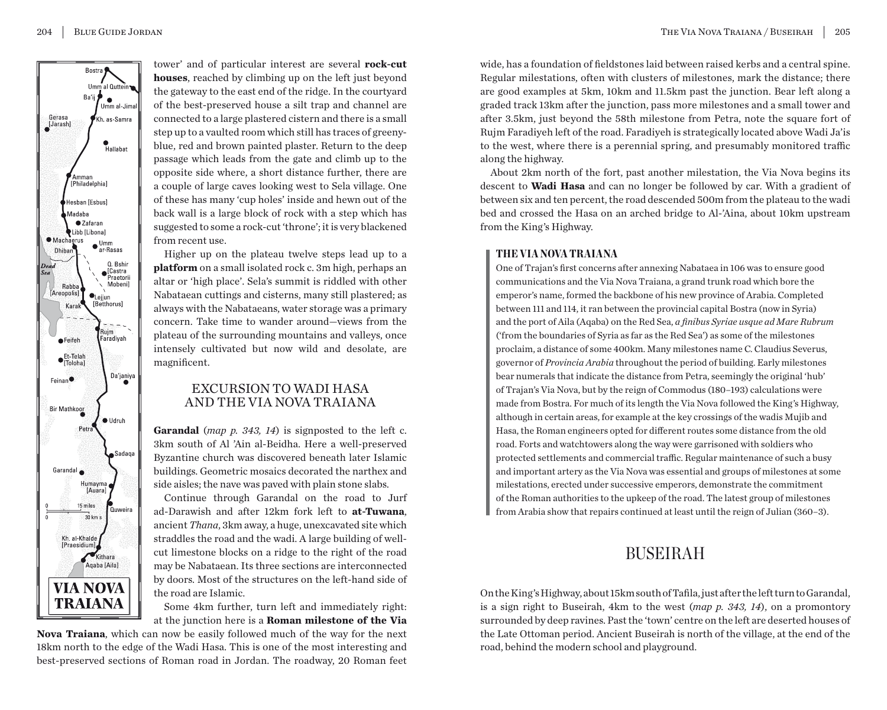tower' and of particular interest are several **rock-cut houses**, reached by climbing up on the left just beyond the gateway to the east end of the ridge. In the courtyard of the best-preserved house a silt trap and channel are connected to a large plastered cistern and there is a small step up to a vaulted room which still has traces of greeny-blue, red and brown painted plaster. Return to the deep passage which leads from the gate and climb up to the opposite side where, a short distance further, there are a couple of large caves looking west to Sela village. One of these has many 'cup holes' inside and hewn out of the back wall is a large block of rock with a step which has suggested to some a rock-cut 'throne'; it is very blackened from recent use.

Higher up on the plateau twelve steps lead up to a **platform** on a small isolated rock c. 3m high, perhaps an altar or 'high place'. Sela's summit is riddled with other Nabataean cuttings and cisterns, many still plastered; as always with the Nabataeans, water storage was a primary concern. Take time to wander around—views from the plateau of the surrounding mountains and valleys, once intensely cultivated but now wild and desolate, are magnificent.

## EXCURSION TO WADI HASA AND THE VIA NOVA TRAIANA

**Garandal** (*map p. 343, 14*) is signposted to the left c. 3km south of Al 'Ain al-Beidha. Here a well-preserved Byzantine church was discovered beneath later Islamic buildings. Geometric mosaics decorated the narthex and side aisles; the nave was paved with plain stone slabs.

Continue through Garandal on the road to Jurf ad-Darawish and after 12km fork left to **at-Tuwana**, ancient *Thana*, 3km away, a huge, unexcavated site which straddles the road and the wadi. A large building of well-cut limestone blocks on a ridge to the right of the road may be Nabataean. Its three sections are interconnected by doors. Most of the structures on the left-hand side of the road are Islamic.

Some 4km further, turn left and immediately right: at the junction here is a **Roman milestone of the Via Nova Traiana**, which can now be easily followed much of the way for the next 18km north to the edge of the Wadi Hasa. This is one of the most interesting and best-preserved sections of Roman road in Jordan. The roadway, 20 Roman feet wide, has a foundation of fieldstones laid between raised kerbs and a central spine. Regular milestations, often with clusters of milestones, mark the distance; there are good examples at 5km, 10km and 11.5km past the junction. Bear left along a graded track 13km after the junction, pass more milestones and a small tower and after 3.5km, just beyond the 58th milestone from Petra, note the square fort of Rujm Faradiyeh left of the road. Faradiyeh is strategically located above Wadi Ja'is to the west, where there is a perennial spring, and presumably monitored traffic along the highway.

About 2km north of the fort, past another milestation, the Via Nova begins its descent to **Wadi Hasa** and can no longer be followed by car. With a gradient of between six and ten percent, the road descended 500m from the plateau to the wadi bed and crossed the Hasa on an arched bridge to Al-'Aina, about 10km upstream from the King's Highway.

**VIA NOVA TRAIANA** (map): Bostra, Umm al Quttein, Ba'ij, Umm al-Jimal, Gerasa [Jarash], Kh. as-Samra, Hallabat, Amman [Philadelphia], Hesban [Esbus], Madaba, Zafaran, Libb [Libona], Machaerus, Umm ar-Rasas, Dhiban, Dead Sea, Q. Bshir [Castra Praetorii Mobeni], Rabba [Areopolis], Lejjun [Betthorus], Karak, Rujm Faradiyah, Feifeh, Et-Telah [Toloha], Da'janiya, Feinan, Bir Mathkoor, Udruh, Petra, Sadaqa, Garandal, Humayma [Auara], Quweira, Kh. al-Khalde [Praesidium], Kithara, Aqaba [Aila]; scale 0–15 miles, 0–30 km.

### THE VIA NOVA TRAIANA

One of Trajan's first concerns after annexing Nabataea in 106 was to ensure good communications and the Via Nova Traiana, a grand trunk road which bore the emperor's name, formed the backbone of his new province of Arabia. Completed between 111 and 114, it ran between the provincial capital Bostra (now in Syria) and the port of Aila (Aqaba) on the Red Sea, *a finibus Syriae usque ad Mare Rubrum* ('from the boundaries of Syria as far as the Red Sea') as some of the milestones proclaim, a distance of some 400km. Many milestones name C. Claudius Severus, governor of *Provincia Arabia* throughout the period of building. Early milestones bear numerals that indicate the distance from Petra, seemingly the original 'hub' of Trajan's Via Nova, but by the reign of Commodus (180–193) calculations were made from Bostra. For much of its length the Via Nova followed the King's Highway, although in certain areas, for example at the key crossings of the wadis Mujib and Hasa, the Roman engineers opted for different routes some distance from the old road. Forts and watchtowers along the way were garrisoned with soldiers who protected settlements and commercial traffic. Regular maintenance of such a busy and important artery as the Via Nova was essential and groups of milestones at some milestations, erected under successive emperors, demonstrate the commitment of the Roman authorities to the upkeep of the road. The latest group of milestones from Arabia show that repairs continued at least until the reign of Julian (360–3).

# BUSEIRAH

On the King's Highway, about 15km south of Tafila, just after the left turn to Garandal, is a sign right to Buseirah, 4km to the west (*map p. 343, 14*), on a promontory surrounded by deep ravines. Past the 'town' centre on the left are deserted houses of the Late Ottoman period. Ancient Buseirah is north of the village, at the end of the road, behind the modern school and playground.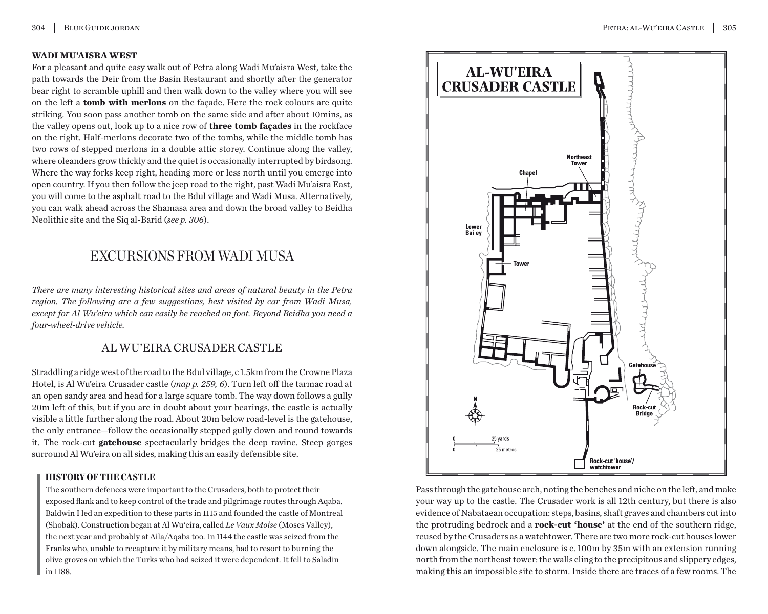#### WADI MU'AISRA WEST

For a pleasant and quite easy walk out of Petra along Wadi Mu'aisra West, take the path towards the Deir from the Basin Restaurant and shortly after the generator bear right to scramble uphill and then walk down to the valley where you will see on the left a **tomb with merlons** on the façade. Here the rock colours are quite striking. You soon pass another tomb on the same side and after about 10mins, as the valley opens out, look up to a nice row of **three tomb façades** in the rockface on the right. Half-merlons decorate two of the tombs, while the middle tomb has two rows of stepped merlons in a double attic storey. Continue along the valley, where oleanders grow thickly and the quiet is occasionally interrupted by birdsong. Where the way forks keep right, heading more or less north until you emerge into open country. If you then follow the jeep road to the right, past Wadi Mu'aisra East, you will come to the asphalt road to the Bdul village and Wadi Musa. Alternatively, you can walk ahead across the Shamasa area and down the broad valley to Beidha Neolithic site and the Siq al-Barid (*see p. 306*).

## EXCURSIONS FROM WADI MUSA

*There are many interesting historical sites and areas of natural beauty in the Petra region. The following are a few suggestions, best visited by car from Wadi Musa, except for Al Wu'eira which can easily be reached on foot. Beyond Beidha you need a four-wheel-drive vehicle.*

### AL WU'EIRA CRUSADER CASTLE

Straddling a ridge west of the road to the Bdul village, c 1.5km from the Crowne Plaza Hotel, is Al Wu'eira Crusader castle (*map p. 259, 6*). Turn left off the tarmac road at an open sandy area and head for a large square tomb. The way down follows a gully 20m left of this, but if you are in doubt about your bearings, the castle is actually visible a little further along the road. About 20m below road-level is the gatehouse, the only entrance—follow the occasionally stepped gully down and round towards it. The rock-cut **gatehouse** spectacularly bridges the deep ravine. Steep gorges surround Al Wu'eira on all sides, making this an easily defensible site.

#### HISTORY OF THE CASTLE

The southern defences were important to the Crusaders, both to protect their exposed flank and to keep control of the trade and pilgrimage routes through Aqaba. Baldwin I led an expedition to these parts in 1115 and founded the castle of Montreal (Shobak). Construction began at Al Wu'eira, called *Le Vaux Moise* (Moses Valley), the next year and probably at Aila/Aqaba too. In 1144 the castle was seized from the Franks who, unable to recapture it by military means, had to resort to burning the olive groves on which the Turks who had seized it were dependent. It fell to Saladin in 1188.

AL-WU'EIRA CRUSADER CASTLE

Northeast Tower
Chapel
Lower Bailey
Tower
Gatehouse
Rock-cut Bridge
N
0 25 yards
0 25 metres
Rock-cut 'house'/ watchtower

Pass through the gatehouse arch, noting the benches and niche on the left, and make your way up to the castle. The Crusader work is all 12th century, but there is also evidence of Nabataean occupation: steps, basins, shaft graves and chambers cut into the protruding bedrock and a **rock-cut 'house'** at the end of the southern ridge, reused by the Crusaders as a watchtower. There are two more rock-cut houses lower down alongside. The main enclosure is c. 100m by 35m with an extension running north from the northeast tower: the walls cling to the precipitous and slippery edges, making this an impossible site to storm. Inside there are traces of a few rooms. The